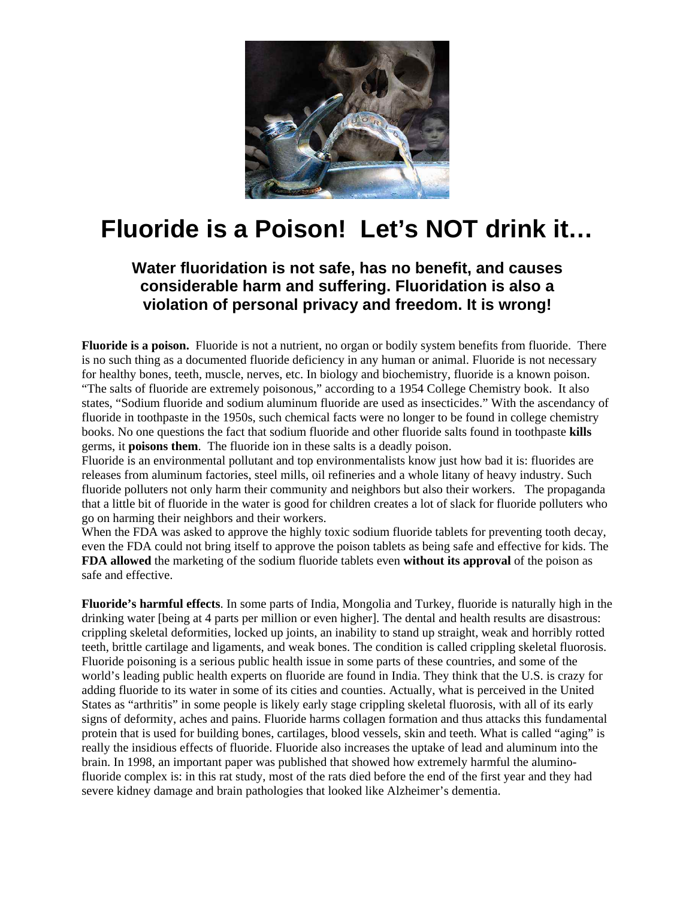# Fluoride is a Poison! Let's NOT drink it…

### Water fluoridation is not safe, has no benefit, and causes considerable harm and suffering. Fluoridation is also a violation of personal privacy and freedom. It is wrong!

**Fluoride is a poison.** Fluoride is not a nutrient, no organ or bodily system benefits from fluoride. There is no such thing as a documented fluoride deficiency in any human or animal. Fluoride is not necessary for healthy bones, teeth, muscle, nerves, etc. In biology and biochemistry, fluoride is a known poison. "The salts of fluoride are extremely poisonous," according to a 1954 College Chemistry book. It also states, "Sodium fluoride and sodium aluminum fluoride are used as insecticides." With the ascendancy of fluoride in toothpaste in the 1950s, such chemical facts were no longer to be found in college chemistry books. No one questions the fact that sodium fluoride and other fluoride salts found in toothpaste **kills** germs, it **poisons them**. The fluoride ion in these salts is a deadly poison.

Fluoride is an environmental pollutant and top environmentalists know just how bad it is: fluorides are releases from aluminum factories, steel mills, oil refineries and a whole litany of heavy industry. Such fluoride polluters not only harm their community and neighbors but also their workers. The propaganda that a little bit of fluoride in the water is good for children creates a lot of slack for fluoride polluters who go on harming their neighbors and their workers.

When the FDA was asked to approve the highly toxic sodium fluoride tablets for preventing tooth decay, even the FDA could not bring itself to approve the poison tablets as being safe and effective for kids. The **FDA allowed** the marketing of the sodium fluoride tablets even **without its approval** of the poison as safe and effective.

**Fluoride's harmful effects**. In some parts of India, Mongolia and Turkey, fluoride is naturally high in the drinking water [being at 4 parts per million or even higher]. The dental and health results are disastrous: crippling skeletal deformities, locked up joints, an inability to stand up straight, weak and horribly rotted teeth, brittle cartilage and ligaments, and weak bones. The condition is called crippling skeletal fluorosis. Fluoride poisoning is a serious public health issue in some parts of these countries, and some of the world's leading public health experts on fluoride are found in India. They think that the U.S. is crazy for adding fluoride to its water in some of its cities and counties. Actually, what is perceived in the United States as "arthritis" in some people is likely early stage crippling skeletal fluorosis, with all of its early signs of deformity, aches and pains. Fluoride harms collagen formation and thus attacks this fundamental protein that is used for building bones, cartilages, blood vessels, skin and teeth. What is called "aging" is really the insidious effects of fluoride. Fluoride also increases the uptake of lead and aluminum into the brain. In 1998, an important paper was published that showed how extremely harmful the alumino-fluoride complex is: in this rat study, most of the rats died before the end of the first year and they had severe kidney damage and brain pathologies that looked like Alzheimer's dementia.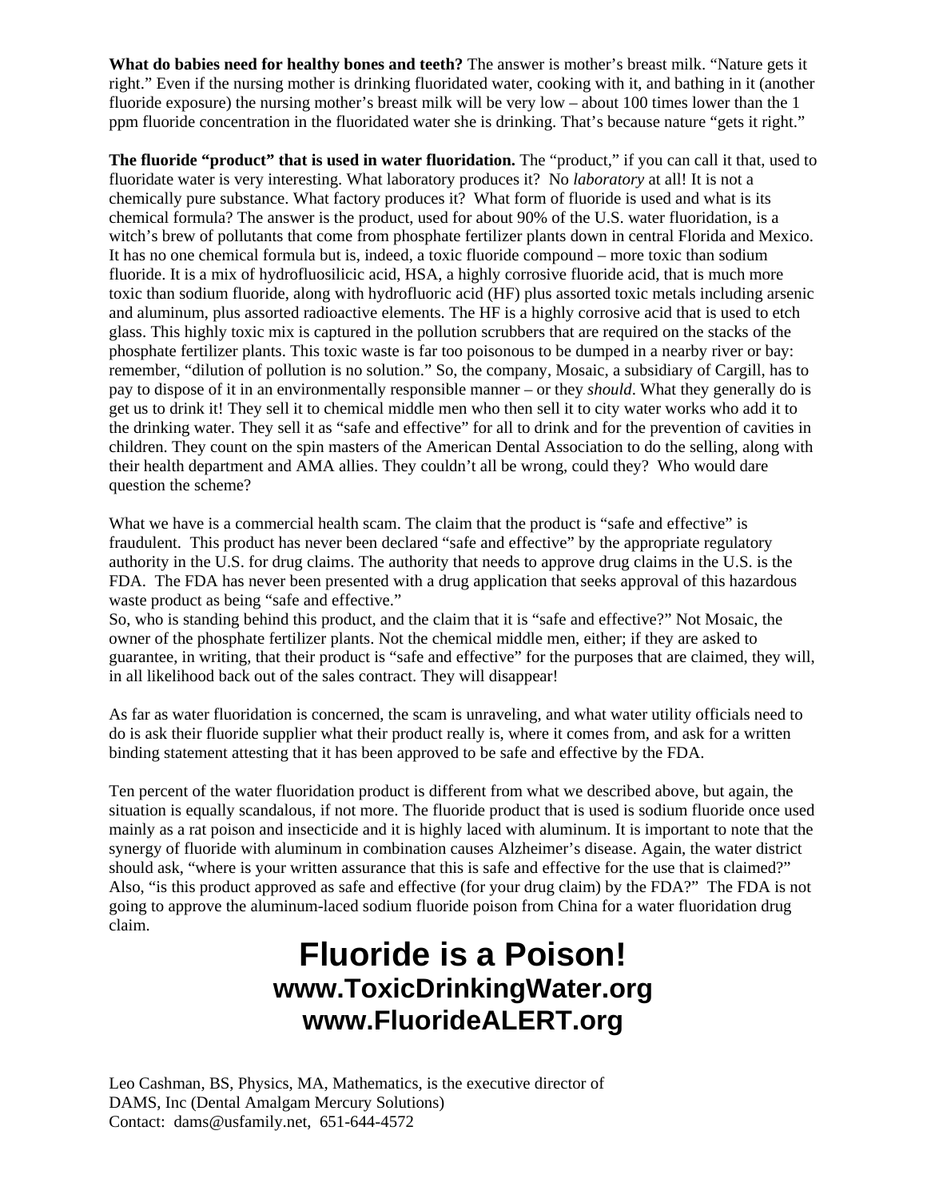**What do babies need for healthy bones and teeth?** The answer is mother's breast milk. "Nature gets it right." Even if the nursing mother is drinking fluoridated water, cooking with it, and bathing in it (another fluoride exposure) the nursing mother's breast milk will be very low – about 100 times lower than the 1 ppm fluoride concentration in the fluoridated water she is drinking. That's because nature "gets it right."

**The fluoride "product" that is used in water fluoridation.** The "product," if you can call it that, used to fluoridate water is very interesting. What laboratory produces it? No *laboratory* at all! It is not a chemically pure substance. What factory produces it? What form of fluoride is used and what is its chemical formula? The answer is the product, used for about 90% of the U.S. water fluoridation, is a witch's brew of pollutants that come from phosphate fertilizer plants down in central Florida and Mexico. It has no one chemical formula but is, indeed, a toxic fluoride compound – more toxic than sodium fluoride. It is a mix of hydrofluosilicic acid, HSA, a highly corrosive fluoride acid, that is much more toxic than sodium fluoride, along with hydrofluoric acid (HF) plus assorted toxic metals including arsenic and aluminum, plus assorted radioactive elements. The HF is a highly corrosive acid that is used to etch glass. This highly toxic mix is captured in the pollution scrubbers that are required on the stacks of the phosphate fertilizer plants. This toxic waste is far too poisonous to be dumped in a nearby river or bay: remember, "dilution of pollution is no solution." So, the company, Mosaic, a subsidiary of Cargill, has to pay to dispose of it in an environmentally responsible manner – or they *should*. What they generally do is get us to drink it! They sell it to chemical middle men who then sell it to city water works who add it to the drinking water. They sell it as "safe and effective" for all to drink and for the prevention of cavities in children. They count on the spin masters of the American Dental Association to do the selling, along with their health department and AMA allies. They couldn't all be wrong, could they? Who would dare question the scheme?

What we have is a commercial health scam. The claim that the product is "safe and effective" is fraudulent. This product has never been declared "safe and effective" by the appropriate regulatory authority in the U.S. for drug claims. The authority that needs to approve drug claims in the U.S. is the FDA. The FDA has never been presented with a drug application that seeks approval of this hazardous waste product as being "safe and effective."
So, who is standing behind this product, and the claim that it is "safe and effective?" Not Mosaic, the owner of the phosphate fertilizer plants. Not the chemical middle men, either; if they are asked to guarantee, in writing, that their product is "safe and effective" for the purposes that are claimed, they will, in all likelihood back out of the sales contract. They will disappear!

As far as water fluoridation is concerned, the scam is unraveling, and what water utility officials need to do is ask their fluoride supplier what their product really is, where it comes from, and ask for a written binding statement attesting that it has been approved to be safe and effective by the FDA.

Ten percent of the water fluoridation product is different from what we described above, but again, the situation is equally scandalous, if not more. The fluoride product that is used is sodium fluoride once used mainly as a rat poison and insecticide and it is highly laced with aluminum. It is important to note that the synergy of fluoride with aluminum in combination causes Alzheimer's disease. Again, the water district should ask, "where is your written assurance that this is safe and effective for the use that is claimed?" Also, "is this product approved as safe and effective (for your drug claim) by the FDA?" The FDA is not going to approve the aluminum-laced sodium fluoride poison from China for a water fluoridation drug claim.

# Fluoride is a Poison!

## www.ToxicDrinkingWater.org

## www.FluorideALERT.org

Leo Cashman, BS, Physics, MA, Mathematics, is the executive director of
DAMS, Inc (Dental Amalgam Mercury Solutions)
Contact: dams@usfamily.net, 651-644-4572